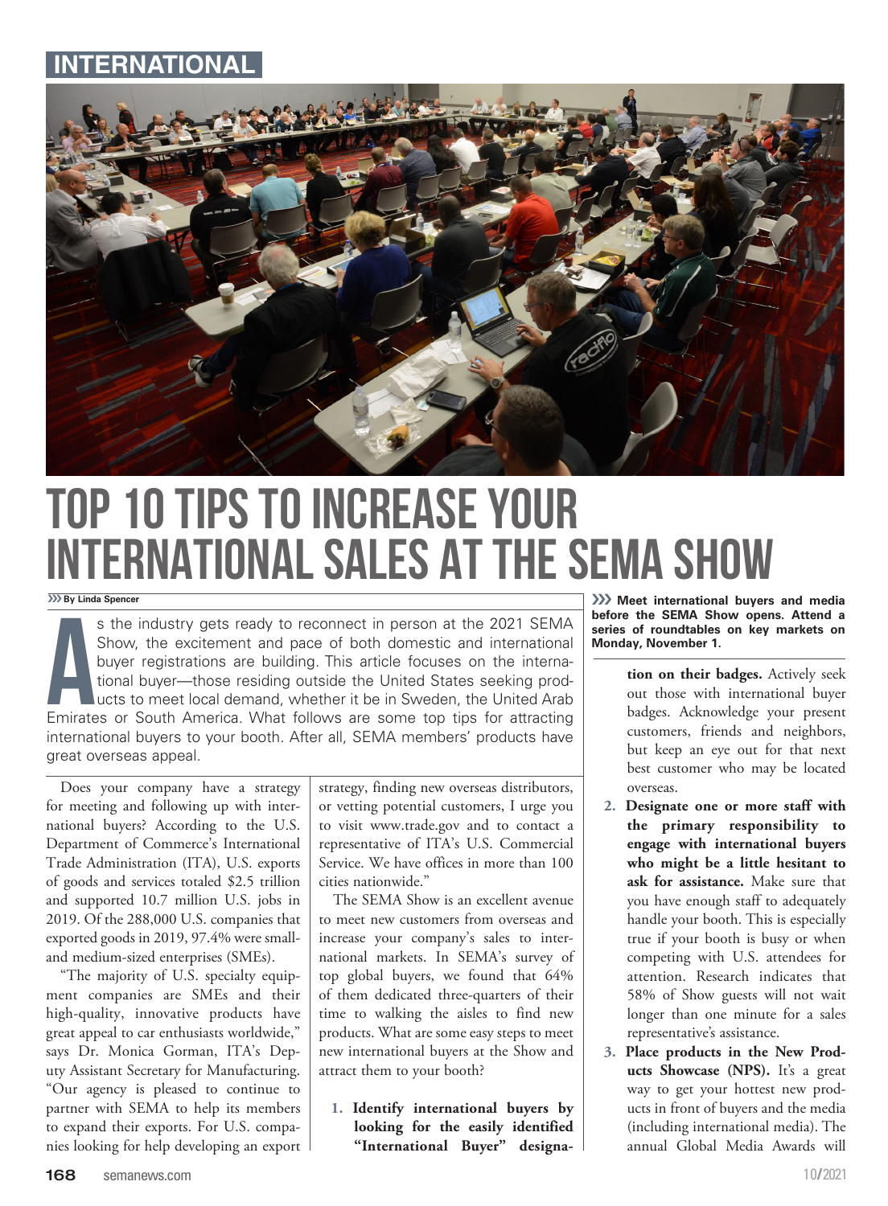INTERNATIONAL

# TOP 10 TIPS TO INCREASE YOUR INTERNATIONAL SALES AT THE SEMA SHOW

By Linda Spencer

As the industry gets ready to reconnect in person at the 2021 SEMA Show, the excitement and pace of both domestic and international buyer registrations are building. This article focuses on the international buyer—those residing outside the United States seeking products to meet local demand, whether it be in Sweden, the United Arab Emirates or South America. What follows are some top tips for attracting international buyers to your booth. After all, SEMA members' products have great overseas appeal.

Does your company have a strategy for meeting and following up with international buyers? According to the U.S. Department of Commerce's International Trade Administration (ITA), U.S. exports of goods and services totaled $2.5 trillion and supported 10.7 million U.S. jobs in 2019. Of the 288,000 U.S. companies that exported goods in 2019, 97.4% were small- and medium-sized enterprises (SMEs).

"The majority of U.S. specialty equipment companies are SMEs and their high-quality, innovative products have great appeal to car enthusiasts worldwide," says Dr. Monica Gorman, ITA's Deputy Assistant Secretary for Manufacturing. "Our agency is pleased to continue to partner with SEMA to help its members to expand their exports. For U.S. companies looking for help developing an export strategy, finding new overseas distributors, or vetting potential customers, I urge you to visit www.trade.gov and to contact a representative of ITA's U.S. Commercial Service. We have offices in more than 100 cities nationwide."

The SEMA Show is an excellent avenue to meet new customers from overseas and increase your company's sales to international markets. In SEMA's survey of top global buyers, we found that 64% of them dedicated three-quarters of their time to walking the aisles to find new products. What are some easy steps to meet new international buyers at the Show and attract them to your booth?

**Meet international buyers and media before the SEMA Show opens. Attend a series of roundtables on key markets on Monday, November 1.**

1. **Identify international buyers by looking for the easily identified "International Buyer" designation on their badges.** Actively seek out those with international buyer badges. Acknowledge your present customers, friends and neighbors, but keep an eye out for that next best customer who may be located overseas.
2. **Designate one or more staff with the primary responsibility to engage with international buyers who might be a little hesitant to ask for assistance.** Make sure that you have enough staff to adequately handle your booth. This is especially true if your booth is busy or when competing with U.S. attendees for attention. Research indicates that 58% of Show guests will not wait longer than one minute for a sales representative's assistance.
3. **Place products in the New Products Showcase (NPS).** It's a great way to get your hottest new products in front of buyers and the media (including international media). The annual Global Media Awards will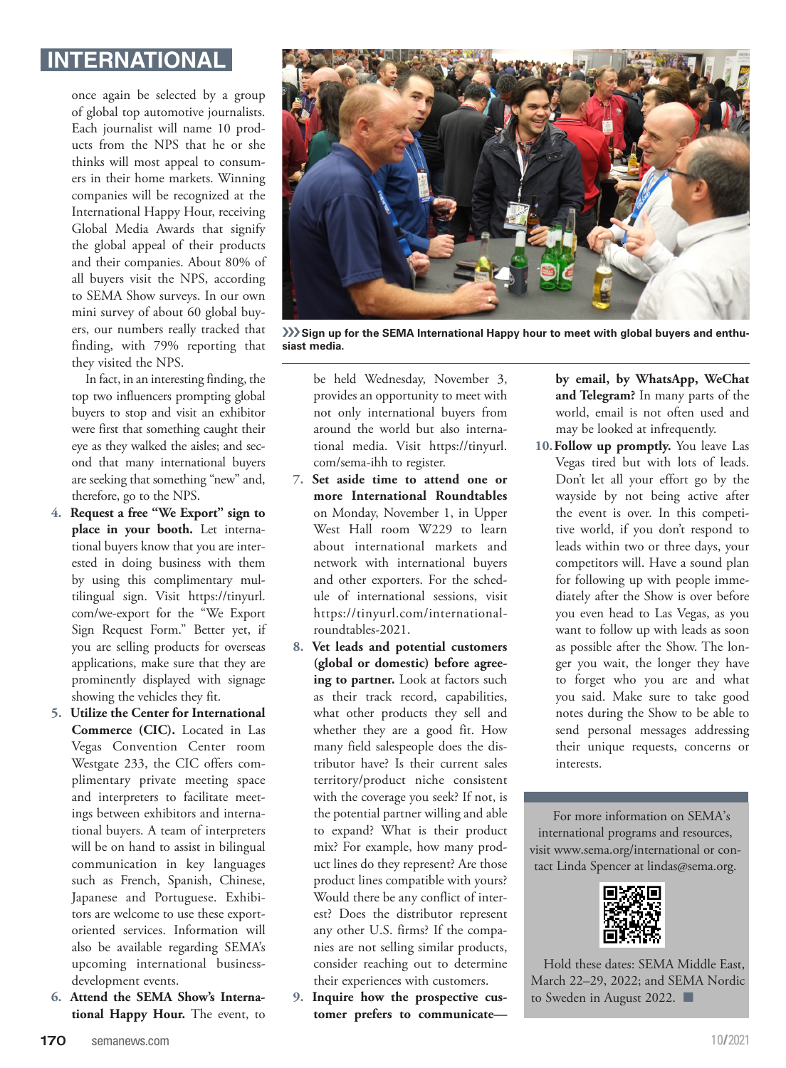once again be selected by a group of global top automotive journalists. Each journalist will name 10 products from the NPS that he or she thinks will most appeal to consumers in their home markets. Winning companies will be recognized at the International Happy Hour, receiving Global Media Awards that signify the global appeal of their products and their companies. About 80% of all buyers visit the NPS, according to SEMA Show surveys. In our own mini survey of about 60 global buyers, our numbers really tracked that finding, with 79% reporting that they visited the NPS.

In fact, in an interesting finding, the top two influencers prompting global buyers to stop and visit an exhibitor were first that something caught their eye as they walked the aisles; and second that many international buyers are seeking that something "new" and, therefore, go to the NPS.

4. **Request a free "We Export" sign to place in your booth.** Let international buyers know that you are interested in doing business with them by using this complimentary multilingual sign. Visit https://tinyurl.com/we-export for the "We Export Sign Request Form." Better yet, if you are selling products for overseas applications, make sure that they are prominently displayed with signage showing the vehicles they fit.
5. **Utilize the Center for International Commerce (CIC).** Located in Las Vegas Convention Center room Westgate 233, the CIC offers complimentary private meeting space and interpreters to facilitate meetings between exhibitors and international buyers. A team of interpreters will be on hand to assist in bilingual communication in key languages such as French, Spanish, Chinese, Japanese and Portuguese. Exhibitors are welcome to use these export-oriented services. Information will also be available regarding SEMA's upcoming international business-development events.
6. **Attend the SEMA Show's International Happy Hour.** The event, to be held Wednesday, November 3, provides an opportunity to meet with not only international buyers from around the world but also international media. Visit https://tinyurl.com/sema-ihh to register.
7. **Set aside time to attend one or more International Roundtables** on Monday, November 1, in Upper West Hall room W229 to learn about international markets and network with international buyers and other exporters. For the schedule of international sessions, visit https://tinyurl.com/international-roundtables-2021.
8. **Vet leads and potential customers (global or domestic) before agreeing to partner.** Look at factors such as their track record, capabilities, what other products they sell and whether they are a good fit. How many field salespeople does the distributor have? Is their current sales territory/product niche consistent with the coverage you seek? If not, is the potential partner willing and able to expand? What is their product mix? For example, how many product lines do they represent? Are those product lines compatible with yours? Would there be any conflict of interest? Does the distributor represent any other U.S. firms? If the companies are not selling similar products, consider reaching out to determine their experiences with customers.
9. **Inquire how the prospective customer prefers to communicate—by email, by WhatsApp, WeChat and Telegram?** In many parts of the world, email is not often used and may be looked at infrequently.
10. **Follow up promptly.** You leave Las Vegas tired but with lots of leads. Don't let all your effort go by the wayside by not being active after the event is over. In this competitive world, if you don't respond to leads within two or three days, your competitors will. Have a sound plan for following up with people immediately after the Show is over before you even head to Las Vegas, as you want to follow up with leads as soon as possible after the Show. The longer you wait, the longer they have to forget who you are and what you said. Make sure to take good notes during the Show to be able to send personal messages addressing their unique requests, concerns or interests.

Sign up for the SEMA International Happy hour to meet with global buyers and enthusiast media.

For more information on SEMA's international programs and resources, visit www.sema.org/international or contact Linda Spencer at lindas@sema.org.

Hold these dates: SEMA Middle East, March 22–29, 2022; and SEMA Nordic to Sweden in August 2022. ■